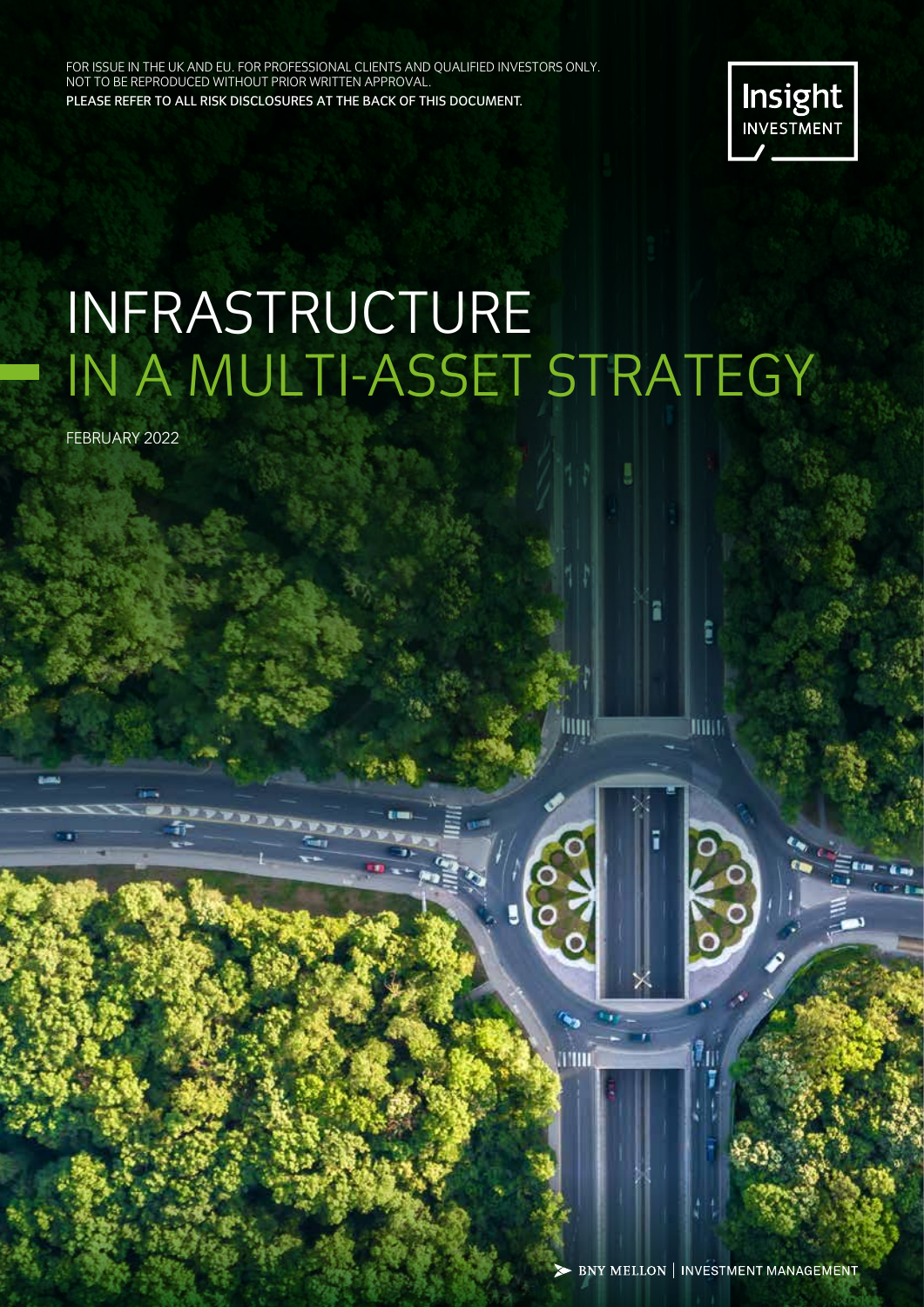FOR ISSUE IN THE UK AND EU. FOR PROFESSIONAL CLIENTS AND QUALIFIED INVESTORS ONLY. NOT TO BE REPRODUCED WITHOUT PRIOR WRITTEN APPROVAL.

PLEASE REFER TO ALL RISK DISCLOSURES AT THE BACK OF THIS DOCUMENT.

Insight INVESTMENT

# INFRASTRUCTURE IN A MULTI-ASSET STRATEGY

FEBRUARY 2022

BNY MELLON | INVESTMENT MANAGEMENT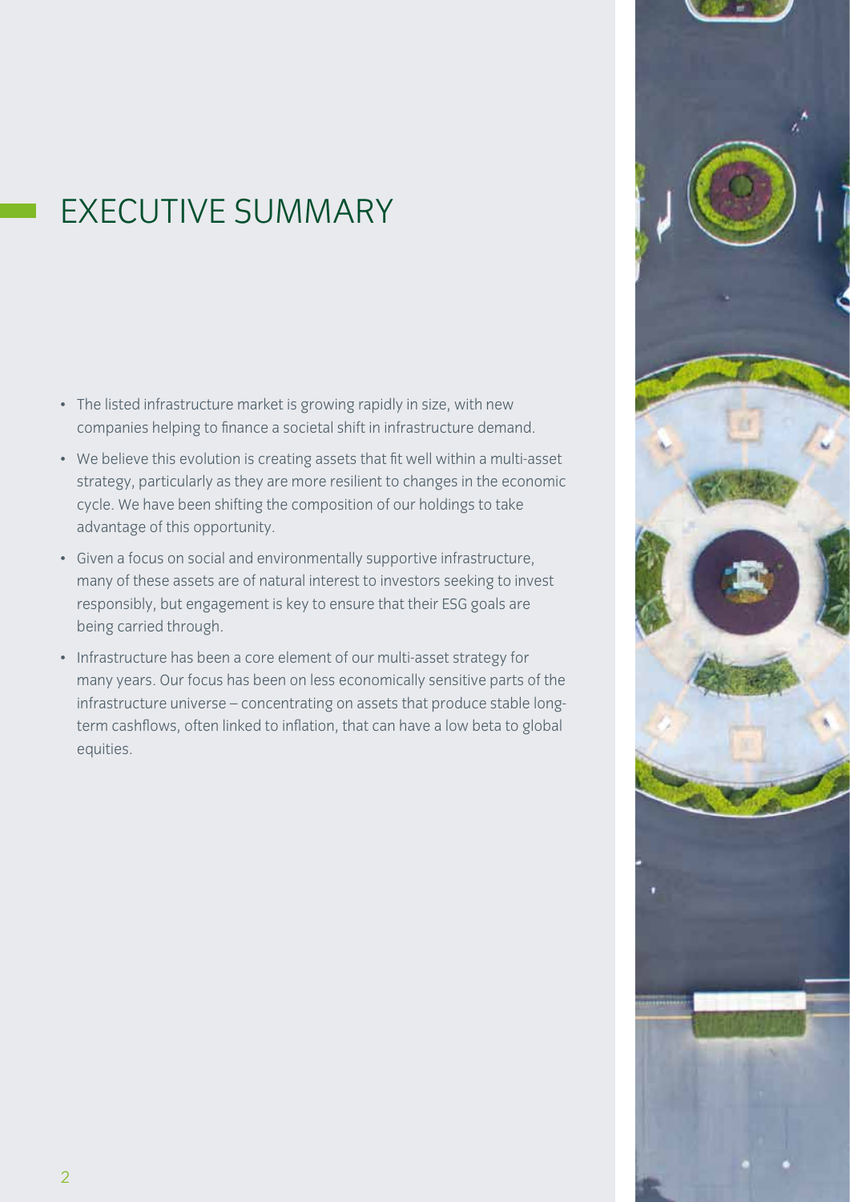# EXECUTIVE SUMMARY

- The listed infrastructure market is growing rapidly in size, with new companies helping to finance a societal shift in infrastructure demand.
- We believe this evolution is creating assets that fit well within a multi-asset strategy, particularly as they are more resilient to changes in the economic cycle. We have been shifting the composition of our holdings to take advantage of this opportunity.
- Given a focus on social and environmentally supportive infrastructure, many of these assets are of natural interest to investors seeking to invest responsibly, but engagement is key to ensure that their ESG goals are being carried through.
- Infrastructure has been a core element of our multi-asset strategy for many years. Our focus has been on less economically sensitive parts of the infrastructure universe – concentrating on assets that produce stable long-term cashflows, often linked to inflation, that can have a low beta to global equities.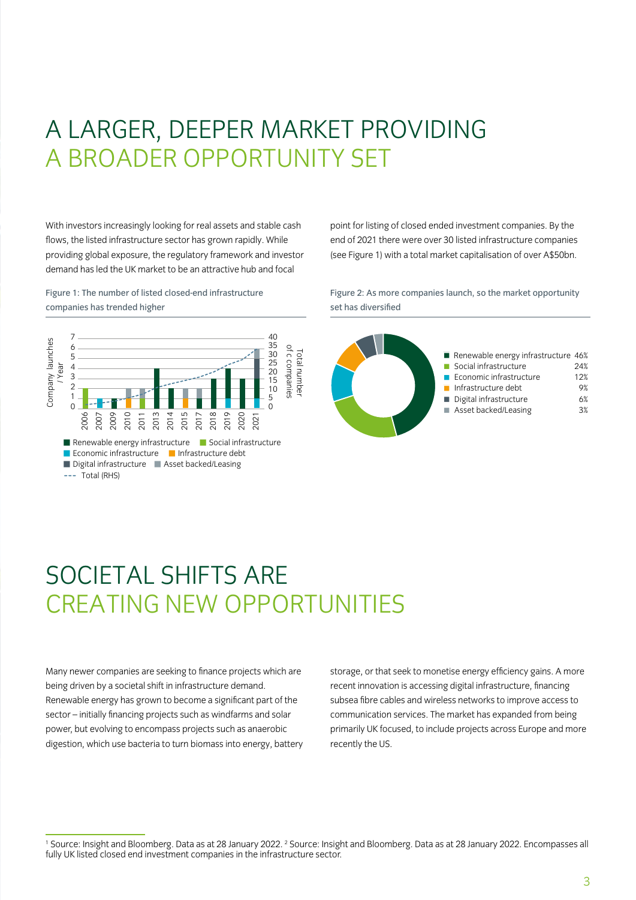# A LARGER, DEEPER MARKET PROVIDING A BROADER OPPORTUNITY SET

With investors increasingly looking for real assets and stable cash flows, the listed infrastructure sector has grown rapidly. While providing global exposure, the regulatory framework and investor demand has led the UK market to be an attractive hub and focal point for listing of closed ended investment companies. By the end of 2021 there were over 30 listed infrastructure companies (see Figure 1) with a total market capitalisation of over A$50bn.

Figure 1: The number of listed closed-end infrastructure companies has trended higher

Figure 2: As more companies launch, so the market opportunity set has diversified

| Sector | Share |
|---|---|
| Renewable energy infrastructure | 46% |
| Social infrastructure | 24% |
| Economic infrastructure | 12% |
| Infrastructure debt | 9% |
| Digital infrastructure | 6% |
| Asset backed/Leasing | 3% |

# SOCIETAL SHIFTS ARE CREATING NEW OPPORTUNITIES

Many newer companies are seeking to finance projects which are being driven by a societal shift in infrastructure demand. Renewable energy has grown to become a significant part of the sector – initially financing projects such as windfarms and solar power, but evolving to encompass projects such as anaerobic digestion, which use bacteria to turn biomass into energy, battery storage, or that seek to monetise energy efficiency gains. A more recent innovation is accessing digital infrastructure, financing subsea fibre cables and wireless networks to improve access to communication services. The market has expanded from being primarily UK focused, to include projects across Europe and more recently the US.

[1] Source: Insight and Bloomberg. Data as at 28 January 2022. [2] Source: Insight and Bloomberg. Data as at 28 January 2022. Encompasses all fully UK listed closed end investment companies in the infrastructure sector.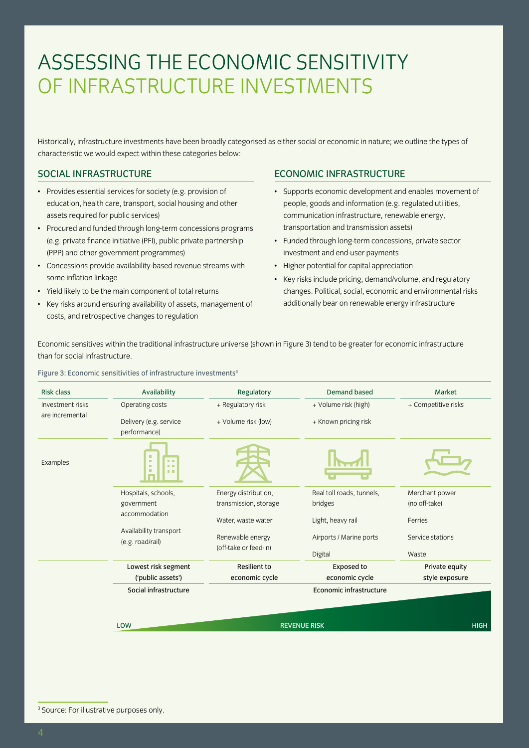# ASSESSING THE ECONOMIC SENSITIVITY OF INFRASTRUCTURE INVESTMENTS

Historically, infrastructure investments have been broadly categorised as either social or economic in nature; we outline the types of characteristic we would expect within these categories below:

## SOCIAL INFRASTRUCTURE

- Provides essential services for society (e.g. provision of education, health care, transport, social housing and other assets required for public services)
- Procured and funded through long-term concessions programs (e.g. private finance initiative (PFI), public private partnership (PPP) and other government programmes)
- Concessions provide availability-based revenue streams with some inflation linkage
- Yield likely to be the main component of total returns
- Key risks around ensuring availability of assets, management of costs, and retrospective changes to regulation

## ECONOMIC INFRASTRUCTURE

- Supports economic development and enables movement of people, goods and information (e.g. regulated utilities, communication infrastructure, renewable energy, transportation and transmission assets)
- Funded through long-term concessions, private sector investment and end-user payments
- Higher potential for capital appreciation
- Key risks include pricing, demand/volume, and regulatory changes. Political, social, economic and environmental risks additionally bear on renewable energy infrastructure

Economic sensitives within the traditional infrastructure universe (shown in Figure 3) tend to be greater for economic infrastructure than for social infrastructure.

Figure 3: Economic sensitivities of infrastructure investments[3]

| Risk class | Availability | Regulatory | Demand based | Market |
|---|---|---|---|---|
| Investment risks are incremental | Operating costs<br>Delivery (e.g. service performance) | + Regulatory risk<br>+ Volume risk (low) | + Volume risk (high)<br>+ Known pricing risk | + Competitive risks |
| Examples | Hospitals, schools, government accommodation<br>Availability transport (e.g. road/rail) | Energy distribution, transmission, storage<br>Water, waste water<br>Renewable energy (off-take or feed-in) | Real toll roads, tunnels, bridges<br>Light, heavy rail<br>Airports / Marine ports<br>Digital | Merchant power (no off-take)<br>Ferries<br>Service stations<br>Waste |
| | Lowest risk segment ('public assets') | Resilient to economic cycle | Exposed to economic cycle | Private equity style exposure |
| | Social infrastructure | Economic infrastructure | | |

LOW — REVENUE RISK — HIGH

[3] Source: For illustrative purposes only.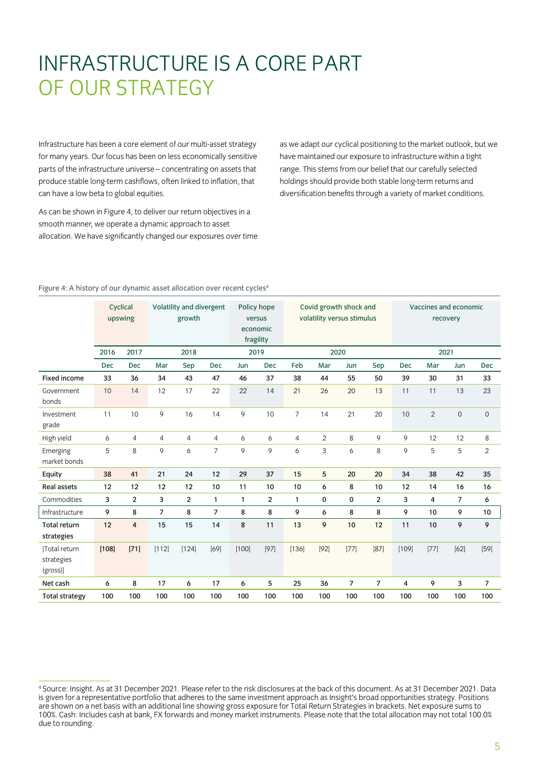# INFRASTRUCTURE IS A CORE PART OF OUR STRATEGY

Infrastructure has been a core element of our multi-asset strategy for many years. Our focus has been on less economically sensitive parts of the infrastructure universe – concentrating on assets that produce stable long-term cashflows, often linked to inflation, that can have a low beta to global equities.

As can be shown in Figure 4, to deliver our return objectives in a smooth manner, we operate a dynamic approach to asset allocation. We have significantly changed our exposures over time as we adapt our cyclical positioning to the market outlook, but we have maintained our exposure to infrastructure within a tight range. This stems from our belief that our carefully selected holdings should provide both stable long-term returns and diversification benefits through a variety of market conditions.

Figure 4: A history of our dynamic asset allocation over recent cycles[4]

| | Cyclical upswing | | Volatility and divergent growth | | | Policy hope versus economic fragility | | Covid growth shock and volatility versus stimulus | | | | Vaccines and economic recovery | | | |
|---|---|---|---|---|---|---|---|---|---|---|---|---|---|---|---|
| | 2016 | 2017 | 2018 | | | 2019 | | 2020 | | | | 2021 | | | |
| | Dec | Dec | Mar | Sep | Dec | Jun | Dec | Feb | Mar | Jun | Sep | Dec | Mar | Jun | Dec |
| **Fixed income** | **33** | **36** | **34** | **43** | **47** | **46** | **37** | **38** | **44** | **55** | **50** | **39** | **30** | **31** | **33** |
| Government bonds | 10 | 14 | 12 | 17 | 22 | 22 | 14 | 21 | 26 | 20 | 13 | 11 | 11 | 13 | 23 |
| Investment grade | 11 | 10 | 9 | 16 | 14 | 9 | 10 | 7 | 14 | 21 | 20 | 10 | 2 | 0 | 0 |
| High yield | 6 | 4 | 4 | 4 | 4 | 6 | 6 | 4 | 2 | 8 | 9 | 9 | 12 | 12 | 8 |
| Emerging market bonds | 5 | 8 | 9 | 6 | 7 | 9 | 9 | 6 | 3 | 6 | 8 | 9 | 5 | 5 | 2 |
| **Equity** | **38** | **41** | **21** | **24** | **12** | **29** | **37** | **15** | **5** | **20** | **20** | **34** | **38** | **42** | **35** |
| **Real assets** | **12** | **12** | **12** | **12** | **10** | **11** | **10** | **10** | **6** | **8** | **10** | **12** | **14** | **16** | **16** |
| Commodities | 3 | 2 | 3 | 2 | 1 | 1 | 2 | 1 | 0 | 0 | 2 | 3 | 4 | 7 | 6 |
| Infrastructure | 9 | 8 | 7 | 8 | 7 | 8 | 8 | 9 | 6 | 8 | 8 | 9 | 10 | 9 | 10 |
| **Total return strategies** | **12** | **4** | **15** | **15** | **14** | **8** | **11** | **13** | **9** | **10** | **12** | **11** | **10** | **9** | **9** |
| [Total return strategies (gross)] | **[108]** | **[71]** | [112] | [124] | [69] | [100] | [97] | [136] | [92] | [77] | [87] | [109] | [77] | [62] | [59] |
| **Net cash** | **6** | **8** | **17** | **6** | **17** | **6** | **5** | **25** | **36** | **7** | **7** | **4** | **9** | **3** | **7** |
| **Total strategy** | 100 | 100 | 100 | 100 | 100 | 100 | 100 | 100 | 100 | 100 | 100 | 100 | 100 | 100 | 100 |

[4] Source: Insight. As at 31 December 2021. Please refer to the risk disclosures at the back of this document. As at 31 December 2021. Data is given for a representative portfolio that adheres to the same investment approach as Insight's broad opportunities strategy. Positions are shown on a net basis with an additional line showing gross exposure for Total Return Strategies in brackets. Net exposure sums to 100%. Cash: Includes cash at bank, FX forwards and money market instruments. Please note that the total allocation may not total 100.0% due to rounding.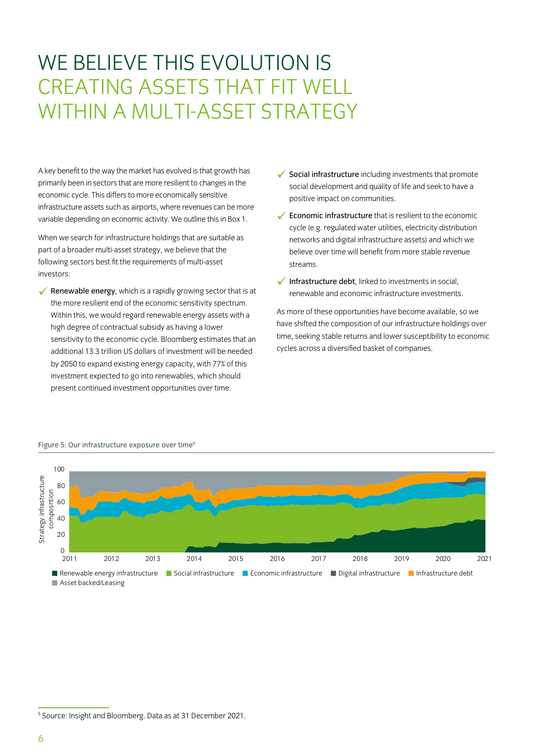# WE BELIEVE THIS EVOLUTION IS CREATING ASSETS THAT FIT WELL WITHIN A MULTI-ASSET STRATEGY

A key benefit to the way the market has evolved is that growth has primarily been in sectors that are more resilient to changes in the economic cycle. This differs to more economically sensitive infrastructure assets such as airports, where revenues can be more variable depending on economic activity. We outline this in Box 1.

When we search for infrastructure holdings that are suitable as part of a broader multi-asset strategy, we believe that the following sectors best fit the requirements of multi-asset investors:

- ✓ **Renewable energy**, which is a rapidly growing sector that is at the more resilient end of the economic sensitivity spectrum. Within this, we would regard renewable energy assets with a high degree of contractual subsidy as having a lower sensitivity to the economic cycle. Bloomberg estimates that an additional 13.3 trillion US dollars of investment will be needed by 2050 to expand existing energy capacity, with 77% of this investment expected to go into renewables, which should present continued investment opportunities over time.
- ✓ **Social infrastructure** including investments that promote social development and quality of life and seek to have a positive impact on communities.
- ✓ **Economic infrastructure** that is resilient to the economic cycle (e.g. regulated water utilities, electricity distribution networks and digital infrastructure assets) and which we believe over time will benefit from more stable revenue streams.
- ✓ **Infrastructure debt**, linked to investments in social, renewable and economic infrastructure investments.

As more of these opportunities have become available, so we have shifted the composition of our infrastructure holdings over time, seeking stable returns and lower susceptibility to economic cycles across a diversified basket of companies.

Figure 5: Our infrastructure exposure over time[5]

[5] Source: Insight and Bloomberg. Data as at 31 December 2021.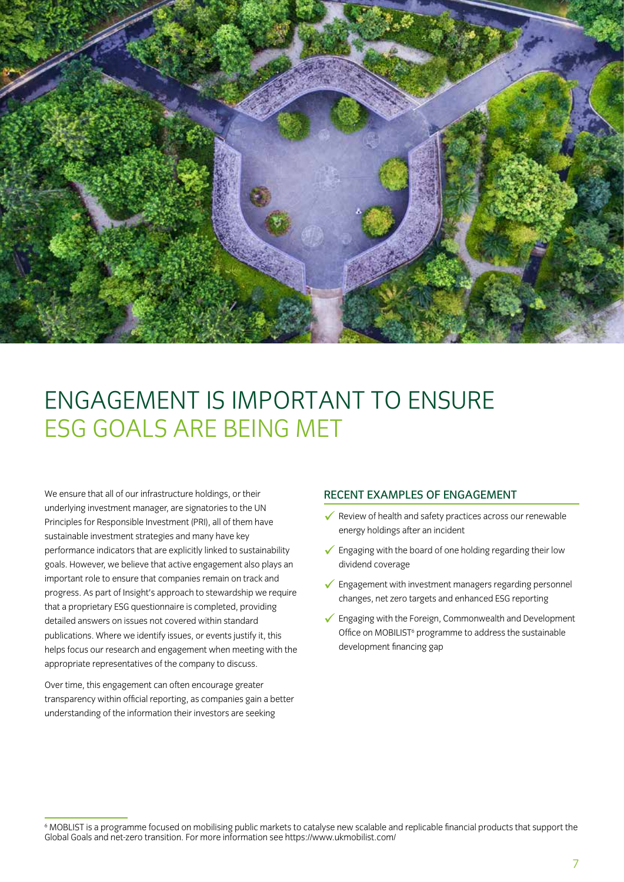# ENGAGEMENT IS IMPORTANT TO ENSURE ESG GOALS ARE BEING MET

We ensure that all of our infrastructure holdings, or their underlying investment manager, are signatories to the UN Principles for Responsible Investment (PRI), all of them have sustainable investment strategies and many have key performance indicators that are explicitly linked to sustainability goals. However, we believe that active engagement also plays an important role to ensure that companies remain on track and progress. As part of Insight's approach to stewardship we require that a proprietary ESG questionnaire is completed, providing detailed answers on issues not covered within standard publications. Where we identify issues, or events justify it, this helps focus our research and engagement when meeting with the appropriate representatives of the company to discuss.

Over time, this engagement can often encourage greater transparency within official reporting, as companies gain a better understanding of the information their investors are seeking

## RECENT EXAMPLES OF ENGAGEMENT

- ✓ Review of health and safety practices across our renewable energy holdings after an incident
- ✓ Engaging with the board of one holding regarding their low dividend coverage
- ✓ Engagement with investment managers regarding personnel changes, net zero targets and enhanced ESG reporting
- ✓ Engaging with the Foreign, Commonwealth and Development Office on MOBILIST[6] programme to address the sustainable development financing gap

[6] MOBLIST is a programme focused on mobilising public markets to catalyse new scalable and replicable financial products that support the Global Goals and net-zero transition. For more information see https://www.ukmobilist.com/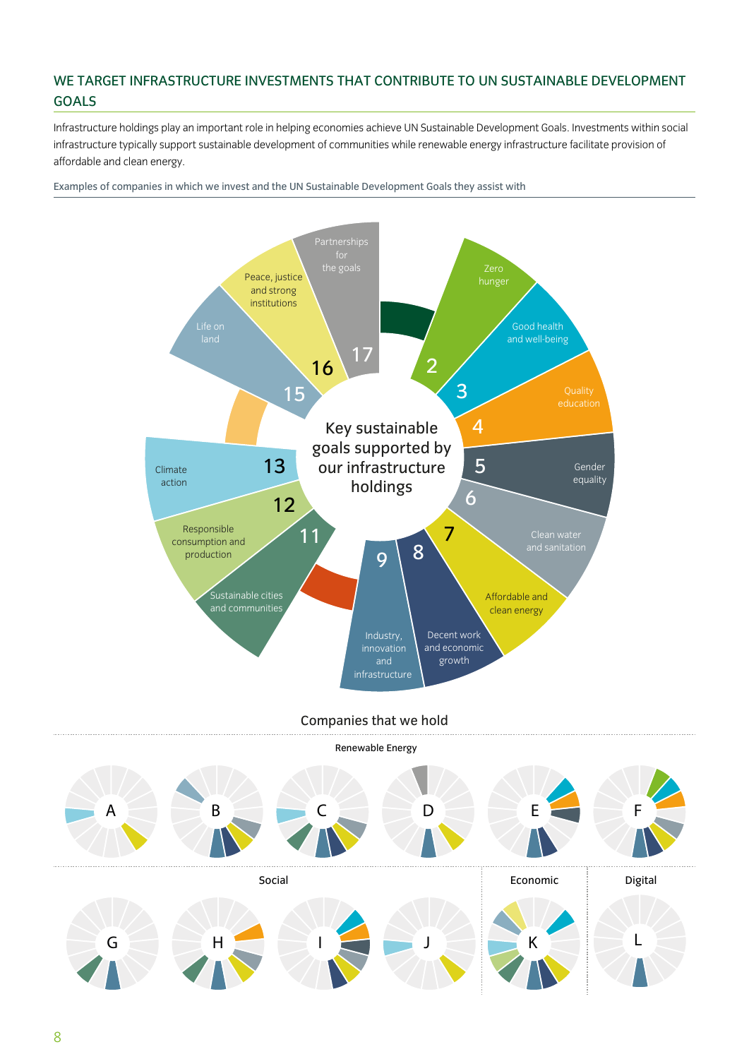## WE TARGET INFRASTRUCTURE INVESTMENTS THAT CONTRIBUTE TO UN SUSTAINABLE DEVELOPMENT GOALS

Infrastructure holdings play an important role in helping economies achieve UN Sustainable Development Goals. Investments within social infrastructure typically support sustainable development of communities while renewable energy infrastructure facilitate provision of affordable and clean energy.

Examples of companies in which we invest and the UN Sustainable Development Goals they assist with

Key sustainable goals supported by our infrastructure holdings

2 Zero hunger
3 Good health and well-being
4 Quality education
5 Gender equality
6 Clean water and sanitation
7 Affordable and clean energy
8 Decent work and economic growth
9 Industry, innovation and infrastructure
11 Sustainable cities and communities
12 Responsible consumption and production
13 Climate action
15 Life on land
16 Peace, justice and strong institutions
17 Partnerships for the goals

Companies that we hold

Renewable Energy

A B C D E F

Social

G H I J

Economic

K

Digital

L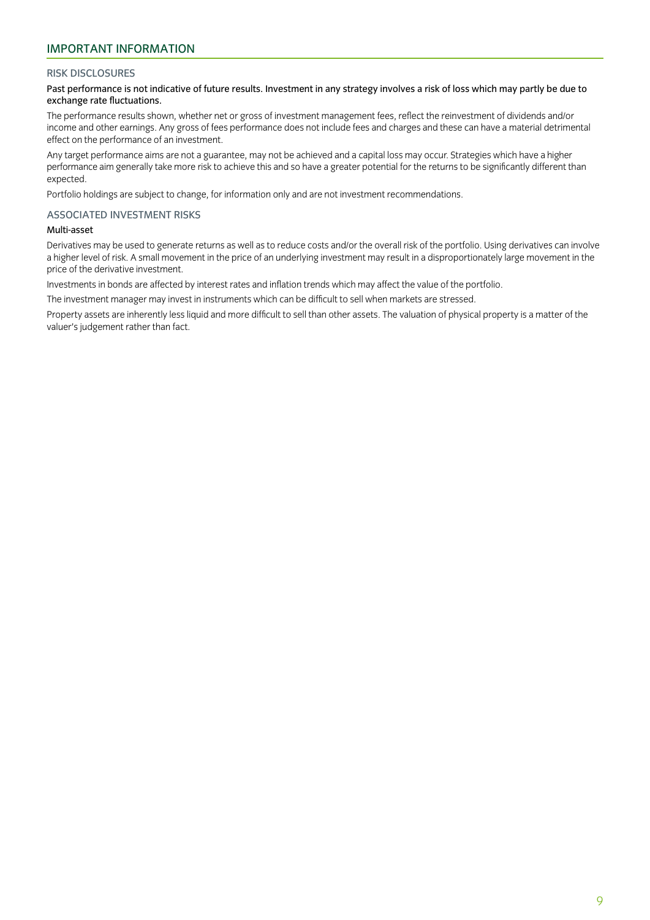## IMPORTANT INFORMATION

### RISK DISCLOSURES

**Past performance is not indicative of future results. Investment in any strategy involves a risk of loss which may partly be due to exchange rate fluctuations.**

The performance results shown, whether net or gross of investment management fees, reflect the reinvestment of dividends and/or income and other earnings. Any gross of fees performance does not include fees and charges and these can have a material detrimental effect on the performance of an investment.

Any target performance aims are not a guarantee, may not be achieved and a capital loss may occur. Strategies which have a higher performance aim generally take more risk to achieve this and so have a greater potential for the returns to be significantly different than expected.

Portfolio holdings are subject to change, for information only and are not investment recommendations.

### ASSOCIATED INVESTMENT RISKS

**Multi-asset**

Derivatives may be used to generate returns as well as to reduce costs and/or the overall risk of the portfolio. Using derivatives can involve a higher level of risk. A small movement in the price of an underlying investment may result in a disproportionately large movement in the price of the derivative investment.

Investments in bonds are affected by interest rates and inflation trends which may affect the value of the portfolio.

The investment manager may invest in instruments which can be difficult to sell when markets are stressed.

Property assets are inherently less liquid and more difficult to sell than other assets. The valuation of physical property is a matter of the valuer's judgement rather than fact.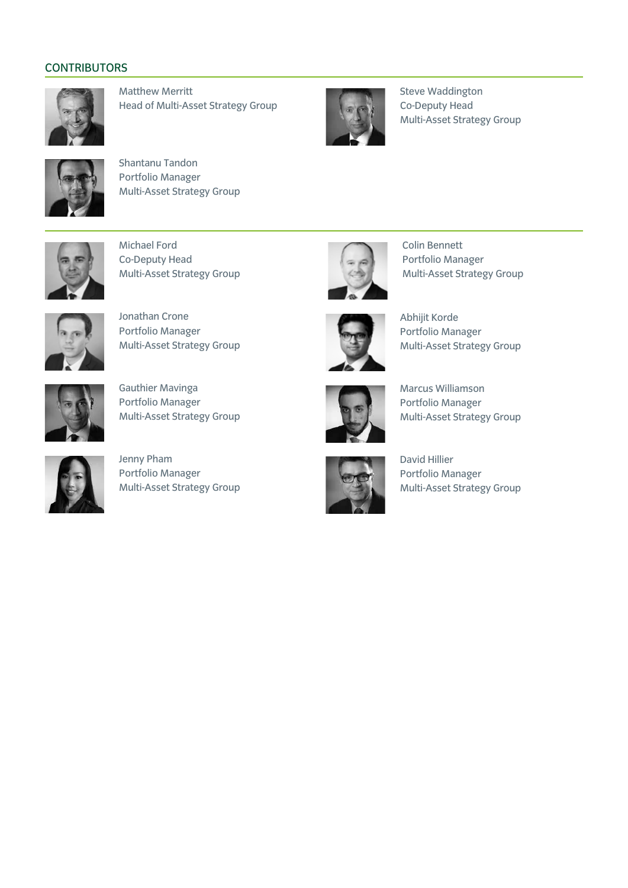## CONTRIBUTORS

Matthew Merritt
Head of Multi-Asset Strategy Group

Steve Waddington
Co-Deputy Head
Multi-Asset Strategy Group

Shantanu Tandon
Portfolio Manager
Multi-Asset Strategy Group

---

Michael Ford
Co-Deputy Head
Multi-Asset Strategy Group

Colin Bennett
Portfolio Manager
Multi-Asset Strategy Group

Jonathan Crone
Portfolio Manager
Multi-Asset Strategy Group

Abhijit Korde
Portfolio Manager
Multi-Asset Strategy Group

Gauthier Mavinga
Portfolio Manager
Multi-Asset Strategy Group

Marcus Williamson
Portfolio Manager
Multi-Asset Strategy Group

Jenny Pham
Portfolio Manager
Multi-Asset Strategy Group

David Hillier
Portfolio Manager
Multi-Asset Strategy Group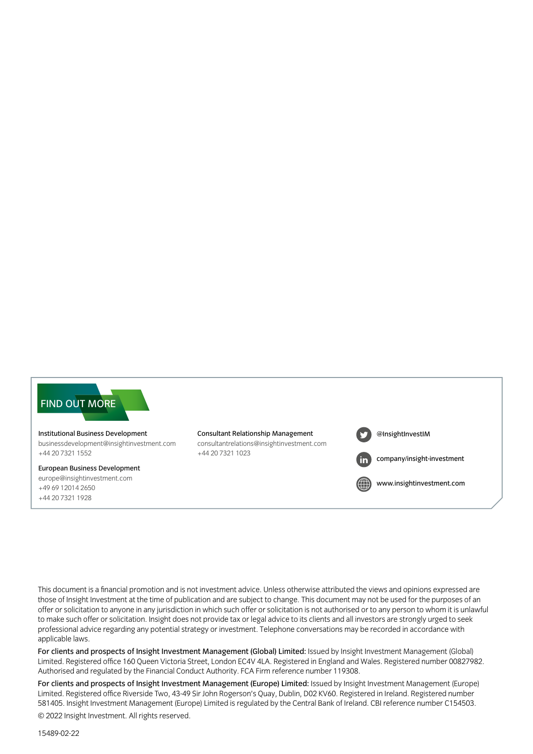## FIND OUT MORE

**Institutional Business Development**
businessdevelopment@insightinvestment.com
+44 20 7321 1552

**European Business Development**
europe@insightinvestment.com
+49 69 12014 2650
+44 20 7321 1928

**Consultant Relationship Management**
consultantrelations@insightinvestment.com
+44 20 7321 1023

@InsightInvestIM

company/insight-investment

www.insightinvestment.com

This document is a financial promotion and is not investment advice. Unless otherwise attributed the views and opinions expressed are those of Insight Investment at the time of publication and are subject to change. This document may not be used for the purposes of an offer or solicitation to anyone in any jurisdiction in which such offer or solicitation is not authorised or to any person to whom it is unlawful to make such offer or solicitation. Insight does not provide tax or legal advice to its clients and all investors are strongly urged to seek professional advice regarding any potential strategy or investment. Telephone conversations may be recorded in accordance with applicable laws.

**For clients and prospects of Insight Investment Management (Global) Limited:** Issued by Insight Investment Management (Global) Limited. Registered office 160 Queen Victoria Street, London EC4V 4LA. Registered in England and Wales. Registered number 00827982. Authorised and regulated by the Financial Conduct Authority. FCA Firm reference number 119308.

**For clients and prospects of Insight Investment Management (Europe) Limited:** Issued by Insight Investment Management (Europe) Limited. Registered office Riverside Two, 43-49 Sir John Rogerson's Quay, Dublin, D02 KV60. Registered in Ireland. Registered number 581405. Insight Investment Management (Europe) Limited is regulated by the Central Bank of Ireland. CBI reference number C154503.

© 2022 Insight Investment. All rights reserved.

15489-02-22